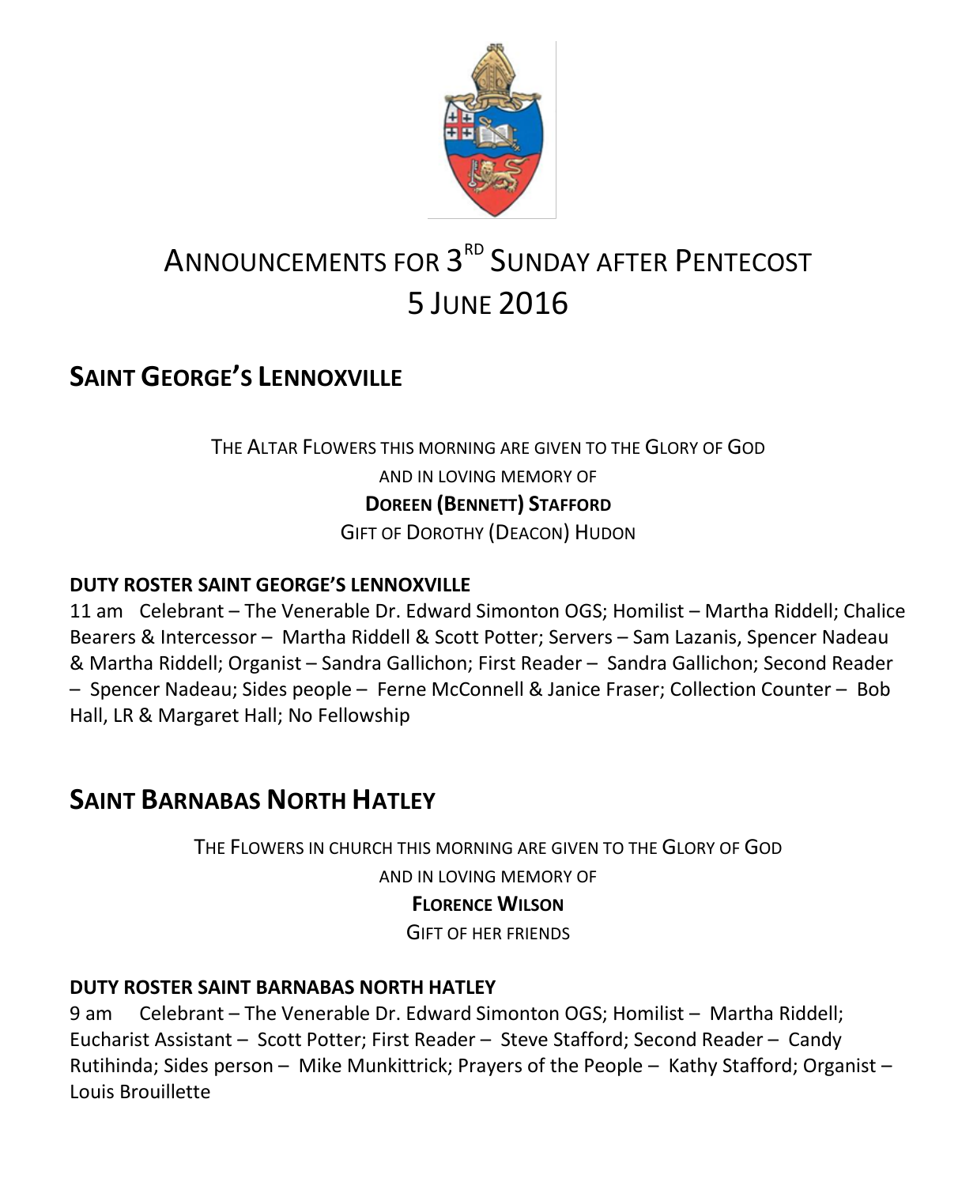# Announcements for 3[RD] Sunday after Pentecost
# 5 June 2016

## Saint George's Lennoxville

The Altar Flowers this morning are given to the Glory of God
and in loving memory of
**Doreen (Bennett) Stafford**
Gift of Dorothy (Deacon) Hudon

### DUTY ROSTER SAINT GEORGE'S LENNOXVILLE

11 am Celebrant – The Venerable Dr. Edward Simonton OGS; Homilist – Martha Riddell; Chalice Bearers & Intercessor – Martha Riddell & Scott Potter; Servers – Sam Lazanis, Spencer Nadeau & Martha Riddell; Organist – Sandra Gallichon; First Reader – Sandra Gallichon; Second Reader – Spencer Nadeau; Sides people – Ferne McConnell & Janice Fraser; Collection Counter – Bob Hall, LR & Margaret Hall; No Fellowship

## Saint Barnabas North Hatley

The Flowers in church this morning are given to the Glory of God
and in loving memory of
**Florence Wilson**
Gift of her friends

### DUTY ROSTER SAINT BARNABAS NORTH HATLEY

9 am Celebrant – The Venerable Dr. Edward Simonton OGS; Homilist – Martha Riddell; Eucharist Assistant – Scott Potter; First Reader – Steve Stafford; Second Reader – Candy Rutihinda; Sides person – Mike Munkittrick; Prayers of the People – Kathy Stafford; Organist – Louis Brouillette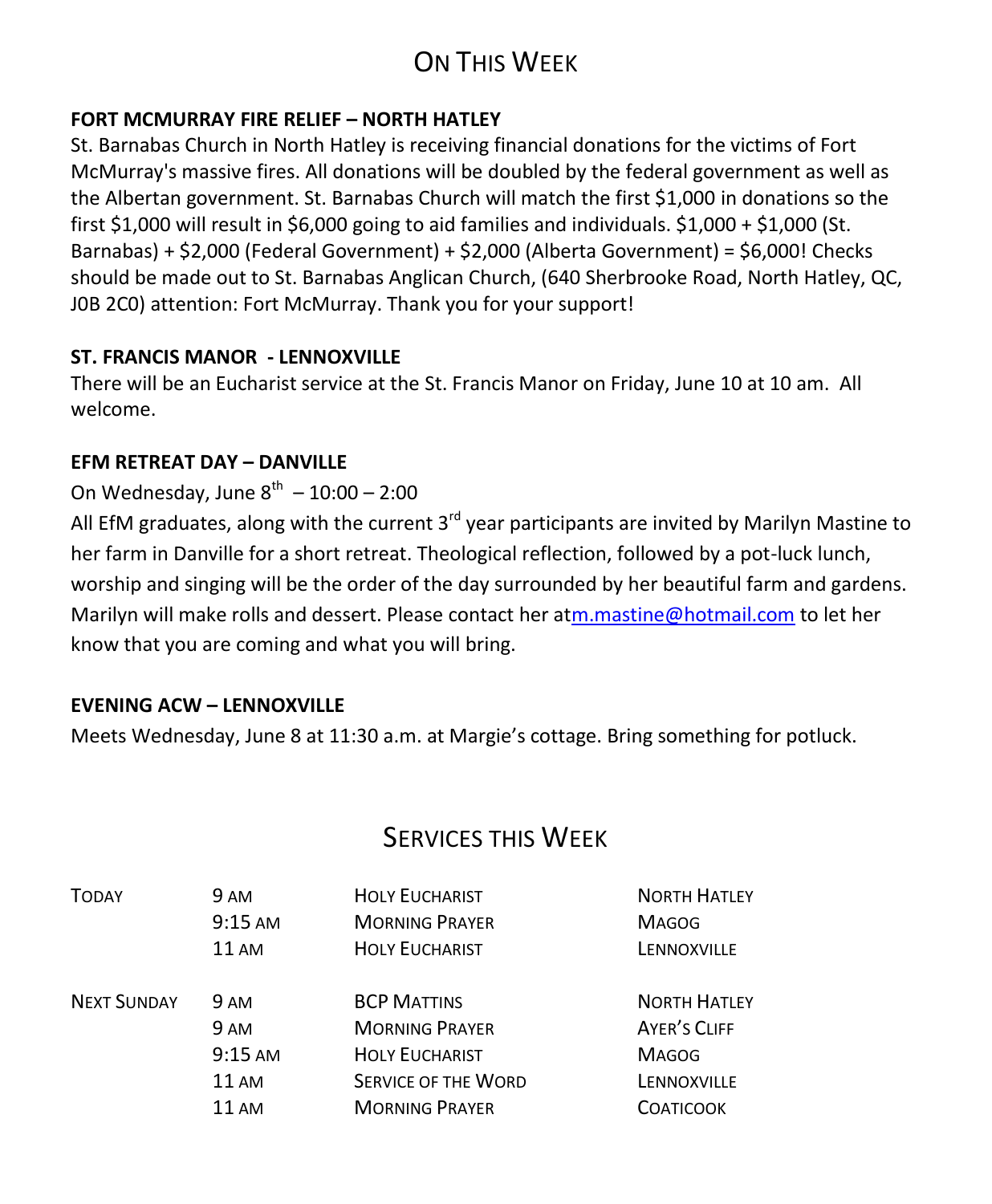# On This Week

**FORT MCMURRAY FIRE RELIEF – NORTH HATLEY**

St. Barnabas Church in North Hatley is receiving financial donations for the victims of Fort McMurray's massive fires. All donations will be doubled by the federal government as well as the Albertan government. St. Barnabas Church will match the first $1,000 in donations so the first $1,000 will result in $6,000 going to aid families and individuals. $1,000 + $1,000 (St. Barnabas) + $2,000 (Federal Government) + $2,000 (Alberta Government) = $6,000! Checks should be made out to St. Barnabas Anglican Church, (640 Sherbrooke Road, North Hatley, QC, J0B 2C0) attention: Fort McMurray. Thank you for your support!

**ST. FRANCIS MANOR - LENNOXVILLE**

There will be an Eucharist service at the St. Francis Manor on Friday, June 10 at 10 am. All welcome.

**EFM RETREAT DAY – DANVILLE**

On Wednesday, June 8th – 10:00 – 2:00

All EfM graduates, along with the current 3rd year participants are invited by Marilyn Mastine to her farm in Danville for a short retreat. Theological reflection, followed by a pot-luck lunch, worship and singing will be the order of the day surrounded by her beautiful farm and gardens. Marilyn will make rolls and dessert. Please contact her at m.mastine@hotmail.com to let her know that you are coming and what you will bring.

**EVENING ACW – LENNOXVILLE**

Meets Wednesday, June 8 at 11:30 a.m. at Margie's cottage. Bring something for potluck.

# Services this Week

| | | | |
|---|---|---|---|
| Today | 9 AM | Holy Eucharist | North Hatley |
| | 9:15 AM | Morning Prayer | Magog |
| | 11 AM | Holy Eucharist | Lennoxville |
| Next Sunday | 9 AM | BCP Mattins | North Hatley |
| | 9 AM | Morning Prayer | Ayer's Cliff |
| | 9:15 AM | Holy Eucharist | Magog |
| | 11 AM | Service of the Word | Lennoxville |
| | 11 AM | Morning Prayer | Coaticook |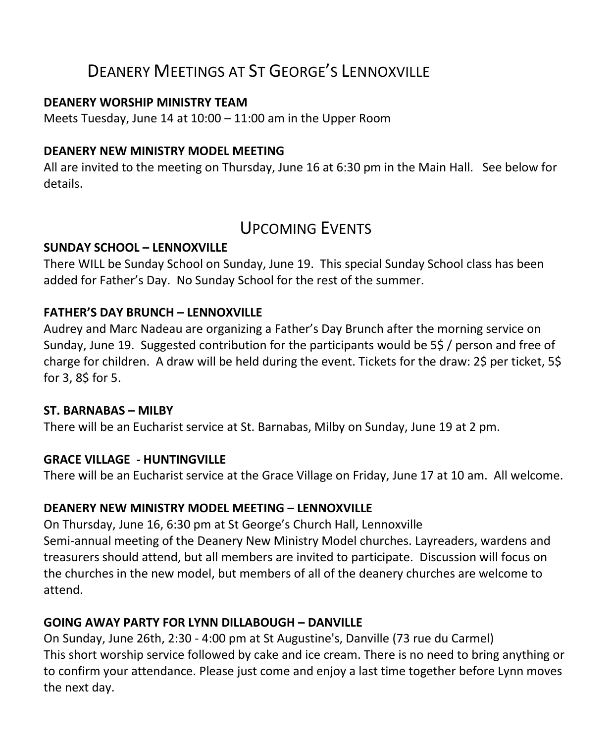# Deanery Meetings at St George's Lennoxville

**DEANERY WORSHIP MINISTRY TEAM**

Meets Tuesday, June 14 at 10:00 – 11:00 am in the Upper Room

**DEANERY NEW MINISTRY MODEL MEETING**

All are invited to the meeting on Thursday, June 16 at 6:30 pm in the Main Hall. See below for details.

# Upcoming Events

**SUNDAY SCHOOL – LENNOXVILLE**

There WILL be Sunday School on Sunday, June 19. This special Sunday School class has been added for Father's Day. No Sunday School for the rest of the summer.

**FATHER'S DAY BRUNCH – LENNOXVILLE**

Audrey and Marc Nadeau are organizing a Father's Day Brunch after the morning service on Sunday, June 19. Suggested contribution for the participants would be 5$ / person and free of charge for children. A draw will be held during the event. Tickets for the draw: 2$ per ticket, 5$ for 3, 8$ for 5.

**ST. BARNABAS – MILBY**

There will be an Eucharist service at St. Barnabas, Milby on Sunday, June 19 at 2 pm.

**GRACE VILLAGE - HUNTINGVILLE**

There will be an Eucharist service at the Grace Village on Friday, June 17 at 10 am. All welcome.

**DEANERY NEW MINISTRY MODEL MEETING – LENNOXVILLE**

On Thursday, June 16, 6:30 pm at St George's Church Hall, Lennoxville
Semi-annual meeting of the Deanery New Ministry Model churches. Layreaders, wardens and treasurers should attend, but all members are invited to participate. Discussion will focus on the churches in the new model, but members of all of the deanery churches are welcome to attend.

**GOING AWAY PARTY FOR LYNN DILLABOUGH – DANVILLE**

On Sunday, June 26th, 2:30 - 4:00 pm at St Augustine's, Danville (73 rue du Carmel)
This short worship service followed by cake and ice cream. There is no need to bring anything or to confirm your attendance. Please just come and enjoy a last time together before Lynn moves the next day.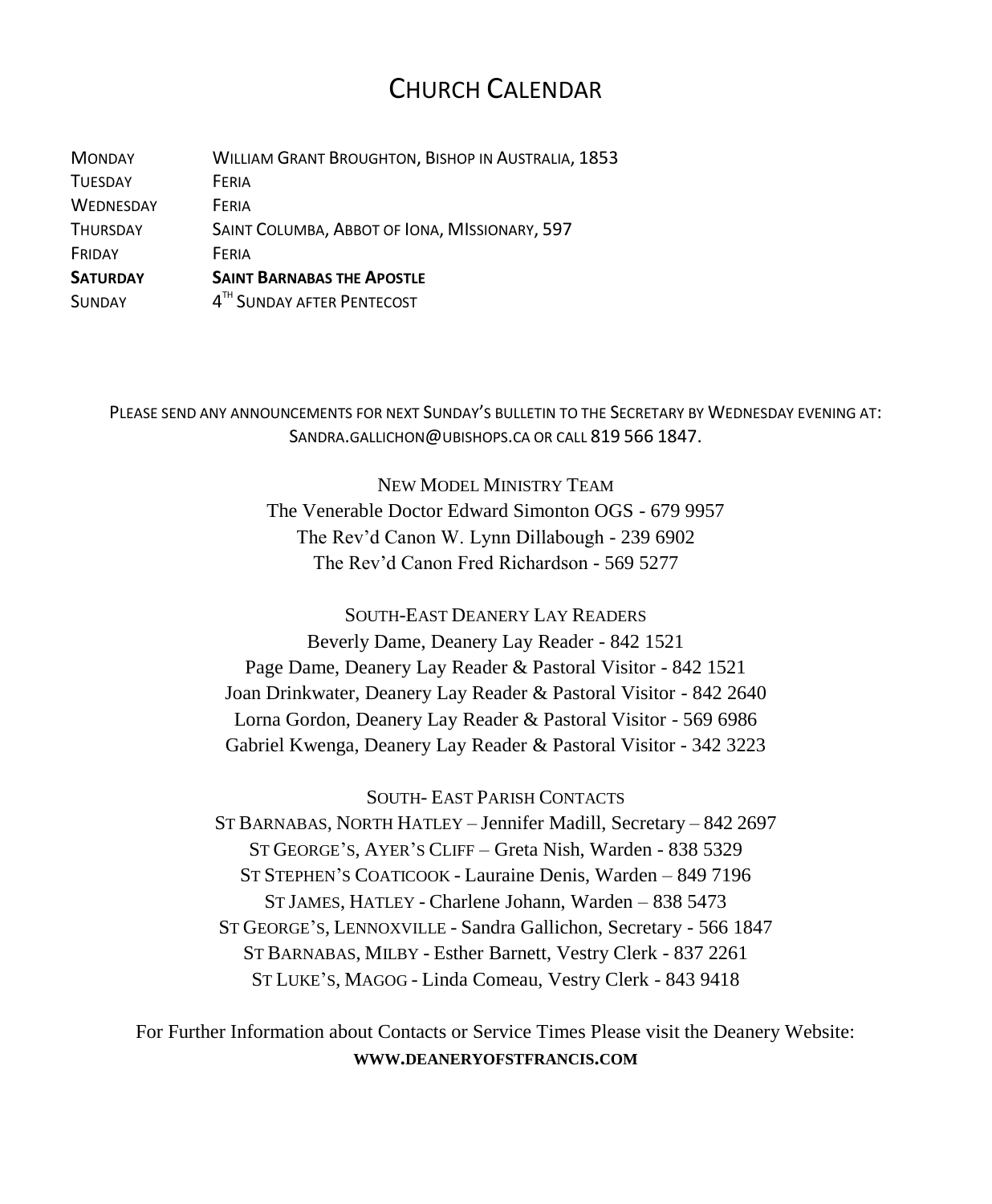# Church Calendar

| | |
|---|---|
| Monday | William Grant Broughton, Bishop in Australia, 1853 |
| Tuesday | Feria |
| Wednesday | Feria |
| Thursday | Saint Columba, Abbot of Iona, MIssionary, 597 |
| Friday | Feria |
| **Saturday** | **Saint Barnabas the Apostle** |
| Sunday | 4th Sunday after Pentecost |

Please send any announcements for next Sunday's bulletin to the Secretary by Wednesday evening at: SANDRA.GALLICHON@UBISHOPS.CA or call 819 566 1847.

New Model Ministry Team

The Venerable Doctor Edward Simonton OGS - 679 9957

The Rev'd Canon W. Lynn Dillabough - 239 6902

The Rev'd Canon Fred Richardson - 569 5277

South-East Deanery Lay Readers

Beverly Dame, Deanery Lay Reader - 842 1521

Page Dame, Deanery Lay Reader & Pastoral Visitor - 842 1521

Joan Drinkwater, Deanery Lay Reader & Pastoral Visitor - 842 2640

Lorna Gordon, Deanery Lay Reader & Pastoral Visitor - 569 6986

Gabriel Kwenga, Deanery Lay Reader & Pastoral Visitor - 342 3223

South- East Parish Contacts

St Barnabas, North Hatley – Jennifer Madill, Secretary – 842 2697

St George's, Ayer's Cliff – Greta Nish, Warden - 838 5329

St Stephen's Coaticook - Lauraine Denis, Warden – 849 7196

St James, Hatley - Charlene Johann, Warden – 838 5473

St George's, Lennoxville - Sandra Gallichon, Secretary - 566 1847

St Barnabas, Milby - Esther Barnett, Vestry Clerk - 837 2261

St Luke's, Magog - Linda Comeau, Vestry Clerk - 843 9418

For Further Information about Contacts or Service Times Please visit the Deanery Website:
**WWW.DEANERYOFSTFRANCIS.COM**